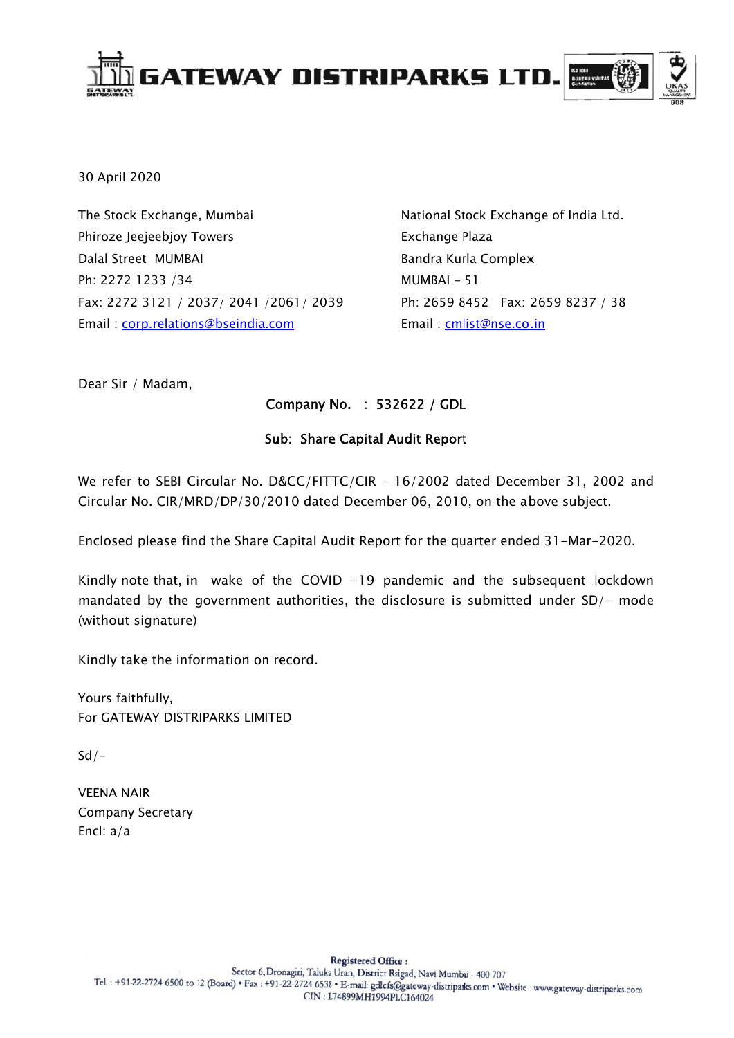# GATEWAY DISTRIPARKS LTD.

30 April 2020

The Stock Exchange, Mumbai
Phiroze Jeejeebjoy Towers
Dalal Street MUMBAI
Ph: 2272 1233 /34
Fax: 2272 3121 / 2037/ 2041 /2061/ 2039
Email : corp.relations@bseindia.com

National Stock Exchange of India Ltd.
Exchange Plaza
Bandra Kurla Complex
MUMBAI - 51
Ph: 2659 8452 Fax: 2659 8237 / 38
Email : cmlist@nse.co.in

Dear Sir / Madam,

**Company No. : 532622 / GDL**

**Sub: Share Capital Audit Report**

We refer to SEBI Circular No. D&CC/FITTC/CIR - 16/2002 dated December 31, 2002 and Circular No. CIR/MRD/DP/30/2010 dated December 06, 2010, on the above subject.

Enclosed please find the Share Capital Audit Report for the quarter ended 31-Mar-2020.

Kindly note that, in wake of the COVID -19 pandemic and the subsequent lockdown mandated by the government authorities, the disclosure is submitted under SD/- mode (without signature)

Kindly take the information on record.

Yours faithfully,
For GATEWAY DISTRIPARKS LIMITED

Sd/-

VEENA NAIR
Company Secretary
Encl: a/a

Registered Office :
Sector 6, Dronagiri, Taluka Uran, District Raigad, Navi Mumbai - 400 707
Tel. : +91-22-2724 6500 to 12 (Board) • Fax : +91-22-2724 6538 • E-mail: gdlcfs@gateway-distriparks.com • Website : www.gateway-distriparks.com
CIN : L74899MH1994PLC164024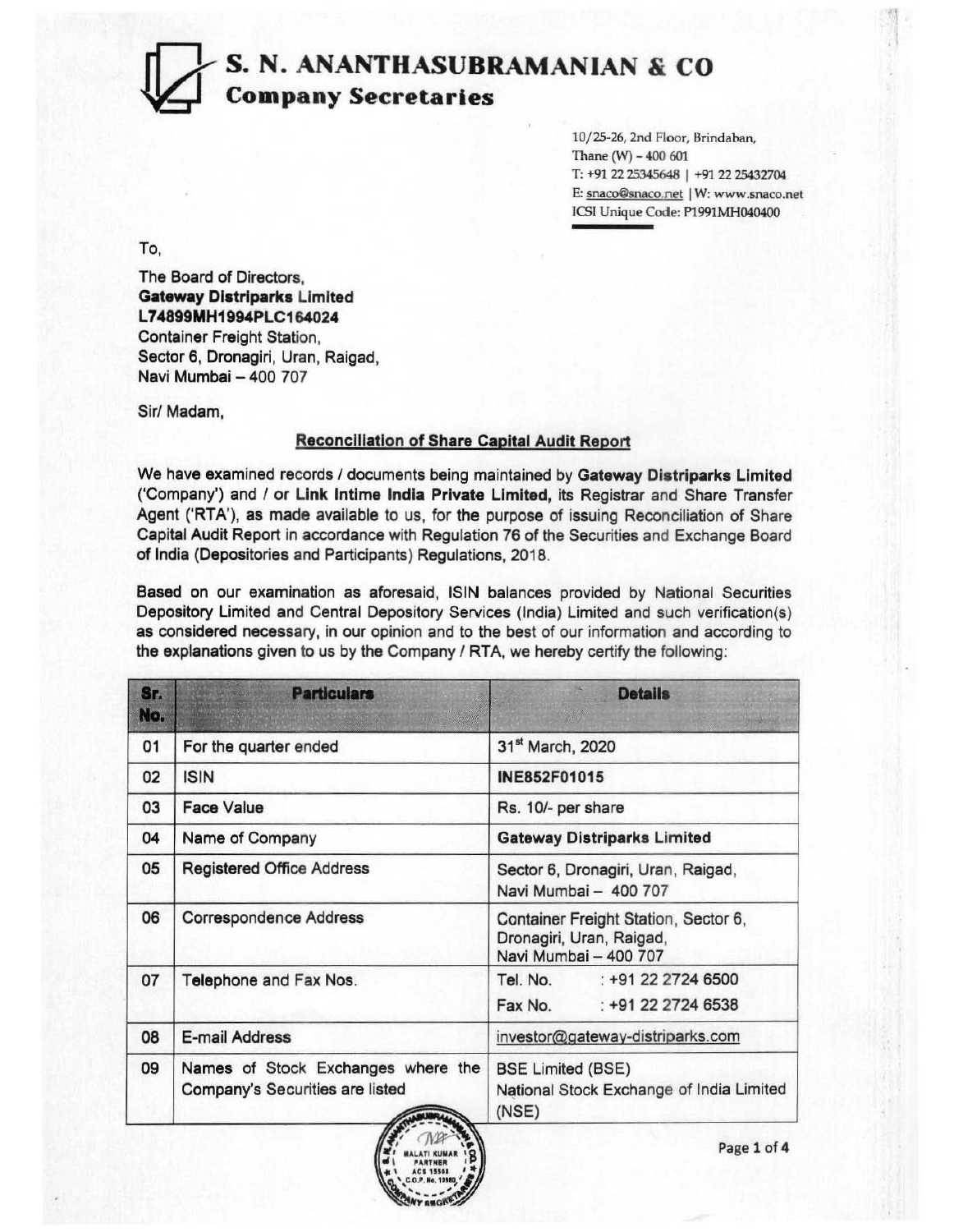# S. N. ANANTHASUBRAMANIAN & CO
## Company Secretaries

10/25-26, 2nd Floor, Brindaban,
Thane (W) – 400 601
T: +91 22 25345648 | +91 22 25432704
E: snaco@snaco.net | W: www.snaco.net
ICSI Unique Code: P1991MH040400

To,

The Board of Directors,
**Gateway Distriparks Limited**
**L74899MH1994PLC164024**
Container Freight Station,
Sector 6, Dronagiri, Uran, Raigad,
Navi Mumbai – 400 707

Sir/ Madam,

**Reconciliation of Share Capital Audit Report**

We have examined records / documents being maintained by **Gateway Distriparks Limited** ('Company') and / or **Link Intime India Private Limited,** its Registrar and Share Transfer Agent ('RTA'), as made available to us, for the purpose of issuing Reconciliation of Share Capital Audit Report in accordance with Regulation 76 of the Securities and Exchange Board of India (Depositories and Participants) Regulations, 2018.

Based on our examination as aforesaid, ISIN balances provided by National Securities Depository Limited and Central Depository Services (India) Limited and such verification(s) as considered necessary, in our opinion and to the best of our information and according to the explanations given to us by the Company / RTA, we hereby certify the following:

| Sr. No. | Particulars | Details |
|---|---|---|
| 01 | For the quarter ended | 31st March, 2020 |
| 02 | ISIN | **INE852F01015** |
| 03 | Face Value | Rs. 10/- per share |
| 04 | Name of Company | **Gateway Distriparks Limited** |
| 05 | Registered Office Address | Sector 6, Dronagiri, Uran, Raigad, Navi Mumbai – 400 707 |
| 06 | Correspondence Address | Container Freight Station, Sector 6, Dronagiri, Uran, Raigad, Navi Mumbai – 400 707 |
| 07 | Telephone and Fax Nos. | Tel. No. : +91 22 2724 6500<br>Fax No. : +91 22 2724 6538 |
| 08 | E-mail Address | investor@gateway-distriparks.com |
| 09 | Names of Stock Exchanges where the Company's Securities are listed | BSE Limited (BSE)<br>National Stock Exchange of India Limited (NSE) |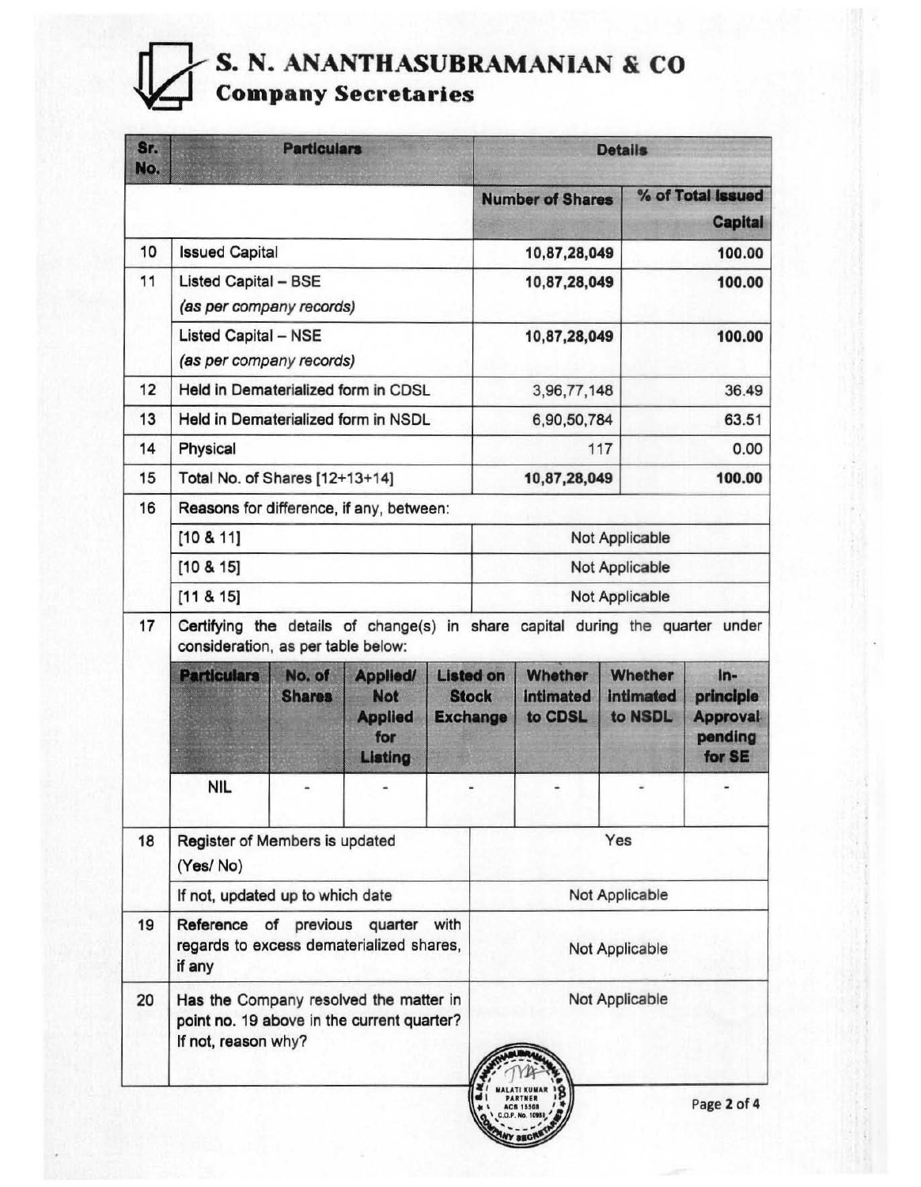# S. N. ANANTHASUBRAMANIAN & CO
**Company Secretaries**

| Sr. No. | Particulars | Details | |
|---|---|---|---|
| | | **Number of Shares** | **% of Total Issued Capital** |
| 10 | Issued Capital | 10,87,28,049 | 100.00 |
| 11 | Listed Capital – BSE *(as per company records)* | 10,87,28,049 | 100.00 |
| | Listed Capital – NSE *(as per company records)* | 10,87,28,049 | 100.00 |
| 12 | Held in Dematerialized form in CDSL | 3,96,77,148 | 36.49 |
| 13 | Held in Dematerialized form in NSDL | 6,90,50,784 | 63.51 |
| 14 | Physical | 117 | 0.00 |
| 15 | Total No. of Shares [12+13+14] | 10,87,28,049 | 100.00 |
| 16 | Reasons for difference, if any, between: | | |
| | [10 & 11] | Not Applicable | |
| | [10 & 15] | Not Applicable | |
| | [11 & 15] | Not Applicable | |
| 17 | Certifying the details of change(s) in share capital during the quarter under consideration, as per table below: | | |

| Particulars | No. of Shares | Applied/ Not Applied for Listing | Listed on Stock Exchange | Whether intimated to CDSL | Whether intimated to NSDL | In-principle Approval pending for SE |
|---|---|---|---|---|---|---|
| NIL | - | - | - | - | - | - |

| Sr. No. | Particulars | Details |
|---|---|---|
| 18 | Register of Members is updated (Yes/ No) | Yes |
| | If not, updated up to which date | Not Applicable |
| 19 | Reference of previous quarter with regards to excess dematerialized shares, if any | Not Applicable |
| 20 | Has the Company resolved the matter in point no. 19 above in the current quarter? If not, reason why? | Not Applicable |

MALATI KUMAR
PARTNER
ACS 15508
C.O.P. No. 10980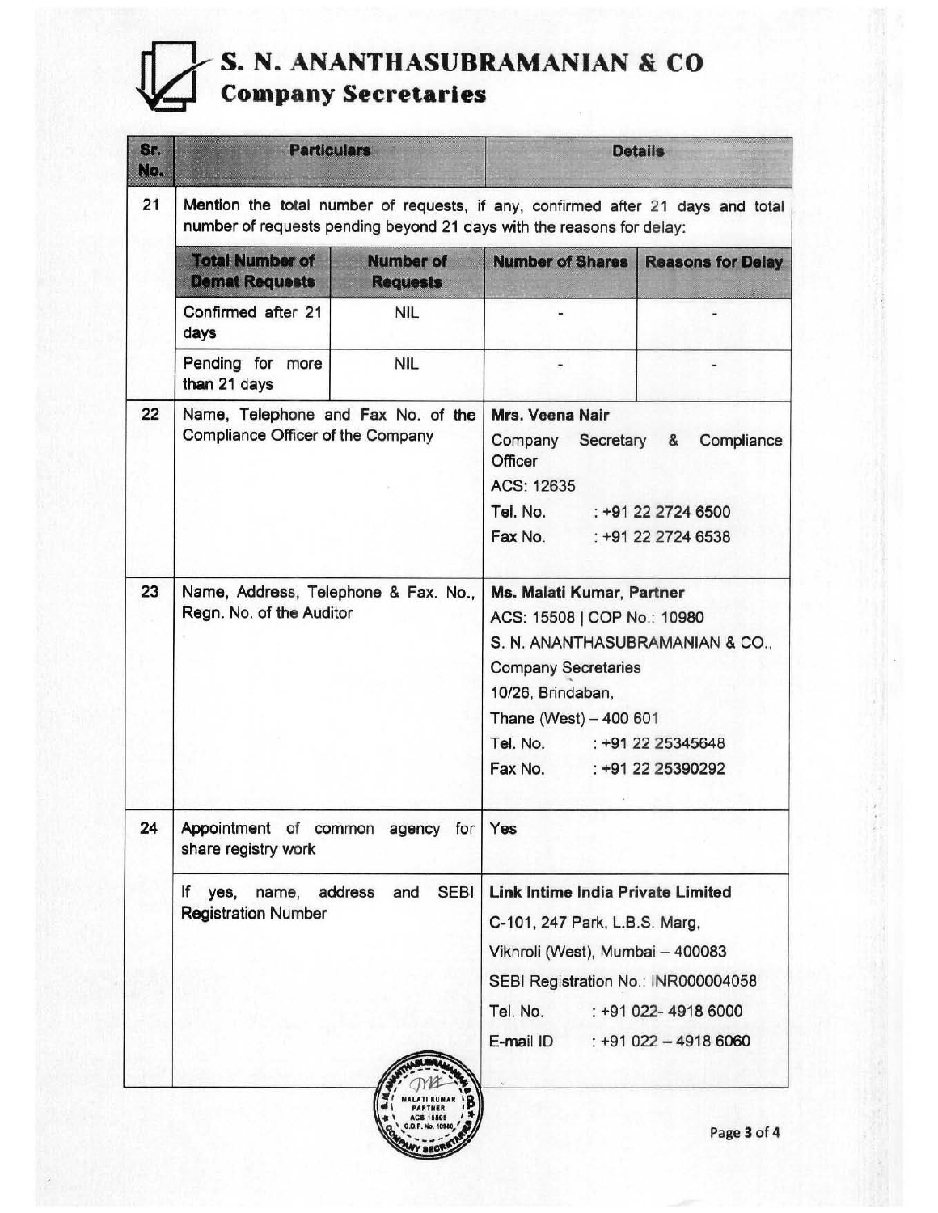# S. N. ANANTHASUBRAMANIAN & CO
## Company Secretaries

| Sr. No. | Particulars | | Details | |
|---|---|---|---|---|
| 21 | Mention the total number of requests, if any, confirmed after 21 days and total number of requests pending beyond 21 days with the reasons for delay: | | | |
| | **Total Number of Demat Requests** | **Number of Requests** | **Number of Shares** | **Reasons for Delay** |
| | Confirmed after 21 days | NIL | - | - |
| | Pending for more than 21 days | NIL | - | - |
| 22 | Name, Telephone and Fax No. of the Compliance Officer of the Company | | **Mrs. Veena Nair**<br>Company Secretary & Compliance Officer<br>ACS: 12635<br>Tel. No. : +91 22 2724 6500<br>Fax No. : +91 22 2724 6538 | |
| 23 | Name, Address, Telephone & Fax. No., Regn. No. of the Auditor | | **Ms. Malati Kumar, Partner**<br>ACS: 15508 \| COP No.: 10980<br>S. N. ANANTHASUBRAMANIAN & CO.,<br>Company Secretaries<br>10/26, Brindaban,<br>Thane (West) – 400 601<br>Tel. No. : +91 22 25345648<br>Fax No. : +91 22 25390292 | |
| 24 | Appointment of common agency for share registry work | | Yes | |
| | If yes, name, address and SEBI Registration Number | | **Link Intime India Private Limited**<br>C-101, 247 Park, L.B.S. Marg,<br>Vikhroli (West), Mumbai – 400083<br>SEBI Registration No.: INR000004058<br>Tel. No. : +91 022- 4918 6000<br>E-mail ID : +91 022 – 4918 6060 | |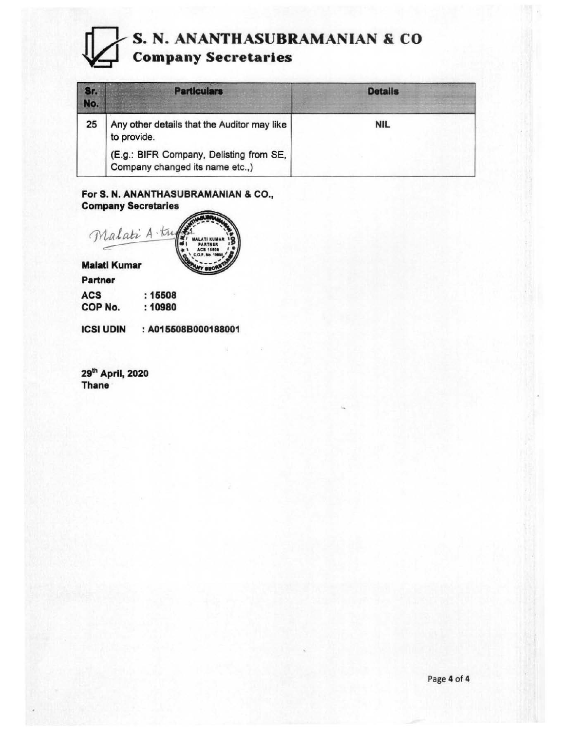# S. N. ANANTHASUBRAMANIAN & CO
## Company Secretaries

| Sr. No. | Particulars | Details |
|---|---|---|
| 25 | Any other details that the Auditor may like to provide.<br><br>(E.g.: BIFR Company, Delisting from SE, Company changed its name etc.,) | NIL |

**For S. N. ANANTHASUBRAMANIAN & CO.,**
**Company Secretaries**

Malati A. Kumar

**Malati Kumar**

**Partner**

**ACS** : **15508**
**COP No.** : **10980**

**ICSI UDIN** : **A015508B000188001**

**29th April, 2020**
**Thane**